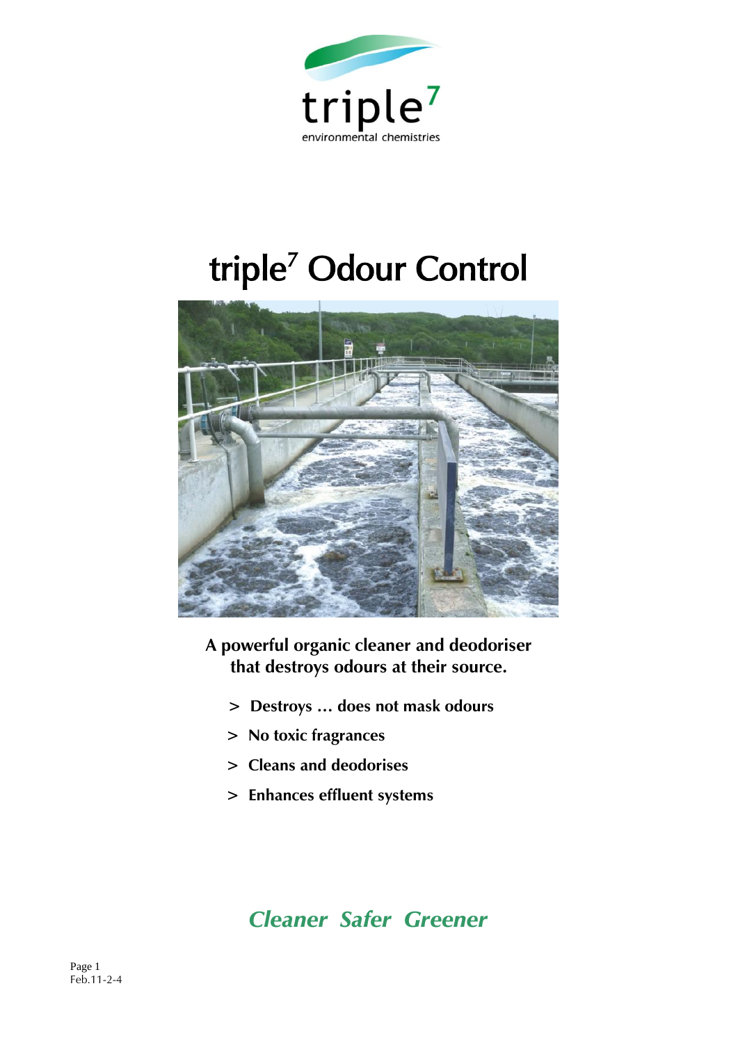triple[7]

environmental chemistries

# triple[7] Odour Control

**A powerful organic cleaner and deodoriser that destroys odours at their source.**

- **> Destroys … does not mask odours**
- **> No toxic fragrances**
- **> Cleans and deodorises**
- **> Enhances effluent systems**

***Cleaner Safer Greener***

Feb.11-2-4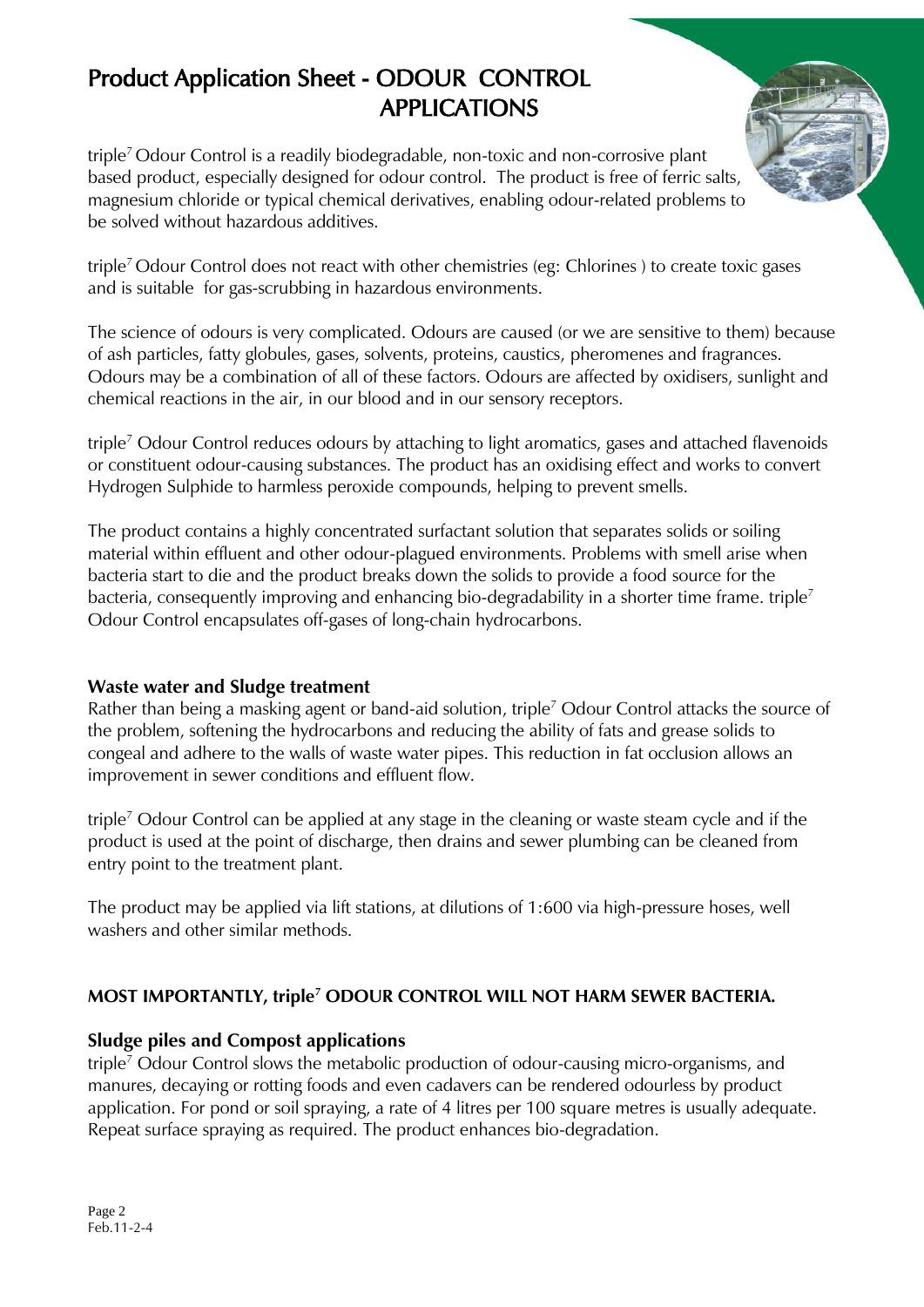# Product Application Sheet - ODOUR CONTROL APPLICATIONS

triple[7] Odour Control is a readily biodegradable, non-toxic and non-corrosive plant based product, especially designed for odour control. The product is free of ferric salts, magnesium chloride or typical chemical derivatives, enabling odour-related problems to be solved without hazardous additives.

triple[7] Odour Control does not react with other chemistries (eg: Chlorines ) to create toxic gases and is suitable for gas-scrubbing in hazardous environments.

The science of odours is very complicated. Odours are caused (or we are sensitive to them) because of ash particles, fatty globules, gases, solvents, proteins, caustics, pheromenes and fragrances. Odours may be a combination of all of these factors. Odours are affected by oxidisers, sunlight and chemical reactions in the air, in our blood and in our sensory receptors.

triple[7] Odour Control reduces odours by attaching to light aromatics, gases and attached flavenoids or constituent odour-causing substances. The product has an oxidising effect and works to convert Hydrogen Sulphide to harmless peroxide compounds, helping to prevent smells.

The product contains a highly concentrated surfactant solution that separates solids or soiling material within effluent and other odour-plagued environments. Problems with smell arise when bacteria start to die and the product breaks down the solids to provide a food source for the bacteria, consequently improving and enhancing bio-degradability in a shorter time frame. triple[7] Odour Control encapsulates off-gases of long-chain hydrocarbons.

## Waste water and Sludge treatment

Rather than being a masking agent or band-aid solution, triple[7] Odour Control attacks the source of the problem, softening the hydrocarbons and reducing the ability of fats and grease solids to congeal and adhere to the walls of waste water pipes. This reduction in fat occlusion allows an improvement in sewer conditions and effluent flow.

triple[7] Odour Control can be applied at any stage in the cleaning or waste steam cycle and if the product is used at the point of discharge, then drains and sewer plumbing can be cleaned from entry point to the treatment plant.

The product may be applied via lift stations, at dilutions of 1:600 via high-pressure hoses, well washers and other similar methods.

**MOST IMPORTANTLY, triple[7] ODOUR CONTROL WILL NOT HARM SEWER BACTERIA.**

## Sludge piles and Compost applications

triple[7] Odour Control slows the metabolic production of odour-causing micro-organisms, and manures, decaying or rotting foods and even cadavers can be rendered odourless by product application. For pond or soil spraying, a rate of 4 litres per 100 square metres is usually adequate. Repeat surface spraying as required. The product enhances bio-degradation.

Feb.11-2-4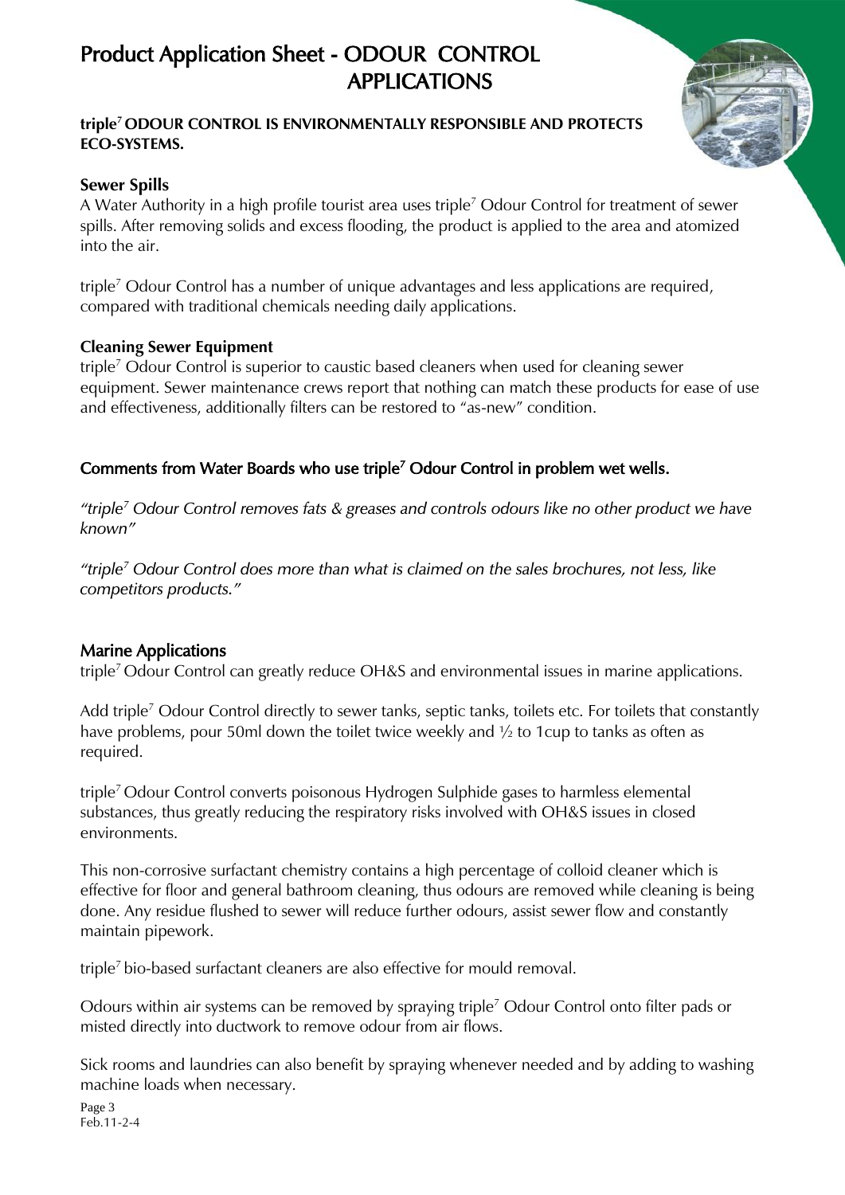# Product Application Sheet - ODOUR CONTROL APPLICATIONS

**triple[7] ODOUR CONTROL IS ENVIRONMENTALLY RESPONSIBLE AND PROTECTS ECO-SYSTEMS.**

### Sewer Spills

A Water Authority in a high profile tourist area uses triple[7] Odour Control for treatment of sewer spills. After removing solids and excess flooding, the product is applied to the area and atomized into the air.

triple[7] Odour Control has a number of unique advantages and less applications are required, compared with traditional chemicals needing daily applications.

### Cleaning Sewer Equipment

triple[7] Odour Control is superior to caustic based cleaners when used for cleaning sewer equipment. Sewer maintenance crews report that nothing can match these products for ease of use and effectiveness, additionally filters can be restored to "as-new" condition.

## Comments from Water Boards who use triple[7] Odour Control in problem wet wells.

*"triple[7] Odour Control removes fats & greases and controls odours like no other product we have known"*

*"triple[7] Odour Control does more than what is claimed on the sales brochures, not less, like competitors products."*

## Marine Applications

triple[7] Odour Control can greatly reduce OH&S and environmental issues in marine applications.

Add triple[7] Odour Control directly to sewer tanks, septic tanks, toilets etc. For toilets that constantly have problems, pour 50ml down the toilet twice weekly and ½ to 1cup to tanks as often as required.

triple[7] Odour Control converts poisonous Hydrogen Sulphide gases to harmless elemental substances, thus greatly reducing the respiratory risks involved with OH&S issues in closed environments.

This non-corrosive surfactant chemistry contains a high percentage of colloid cleaner which is effective for floor and general bathroom cleaning, thus odours are removed while cleaning is being done. Any residue flushed to sewer will reduce further odours, assist sewer flow and constantly maintain pipework.

triple[7] bio-based surfactant cleaners are also effective for mould removal.

Odours within air systems can be removed by spraying triple[7] Odour Control onto filter pads or misted directly into ductwork to remove odour from air flows.

Sick rooms and laundries can also benefit by spraying whenever needed and by adding to washing machine loads when necessary.

Feb.11-2-4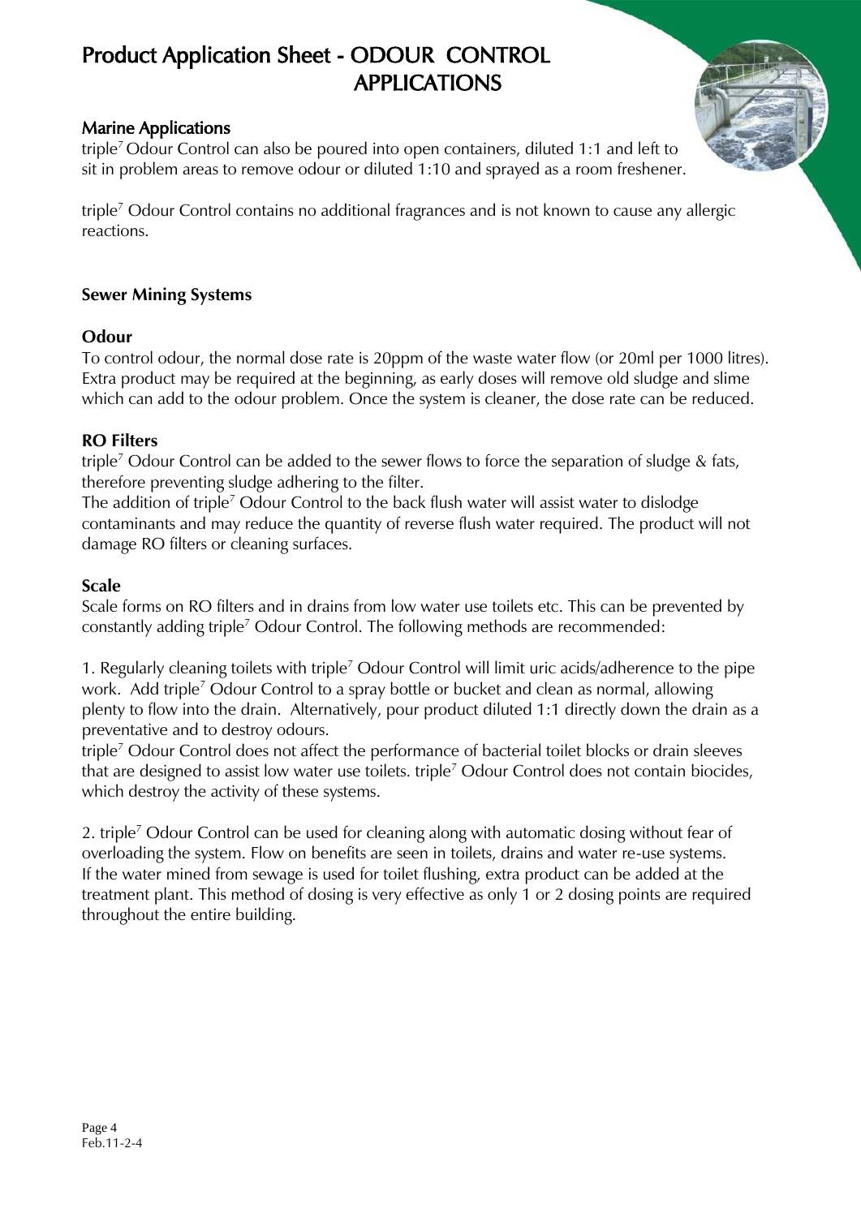# Product Application Sheet - ODOUR CONTROL APPLICATIONS

## Marine Applications

triple[7] Odour Control can also be poured into open containers, diluted 1:1 and left to sit in problem areas to remove odour or diluted 1:10 and sprayed as a room freshener.

triple[7] Odour Control contains no additional fragrances and is not known to cause any allergic reactions.

**Sewer Mining Systems**

**Odour**

To control odour, the normal dose rate is 20ppm of the waste water flow (or 20ml per 1000 litres). Extra product may be required at the beginning, as early doses will remove old sludge and slime which can add to the odour problem. Once the system is cleaner, the dose rate can be reduced.

**RO Filters**

triple[7] Odour Control can be added to the sewer flows to force the separation of sludge & fats, therefore preventing sludge adhering to the filter.
The addition of triple[7] Odour Control to the back flush water will assist water to dislodge contaminants and may reduce the quantity of reverse flush water required. The product will not damage RO filters or cleaning surfaces.

**Scale**

Scale forms on RO filters and in drains from low water use toilets etc. This can be prevented by constantly adding triple[7] Odour Control. The following methods are recommended:

1. Regularly cleaning toilets with triple[7] Odour Control will limit uric acids/adherence to the pipe work. Add triple[7] Odour Control to a spray bottle or bucket and clean as normal, allowing plenty to flow into the drain. Alternatively, pour product diluted 1:1 directly down the drain as a preventative and to destroy odours.
triple[7] Odour Control does not affect the performance of bacterial toilet blocks or drain sleeves that are designed to assist low water use toilets. triple[7] Odour Control does not contain biocides, which destroy the activity of these systems.

2. triple[7] Odour Control can be used for cleaning along with automatic dosing without fear of overloading the system. Flow on benefits are seen in toilets, drains and water re-use systems.
If the water mined from sewage is used for toilet flushing, extra product can be added at the treatment plant. This method of dosing is very effective as only 1 or 2 dosing points are required throughout the entire building.

Feb.11-2-4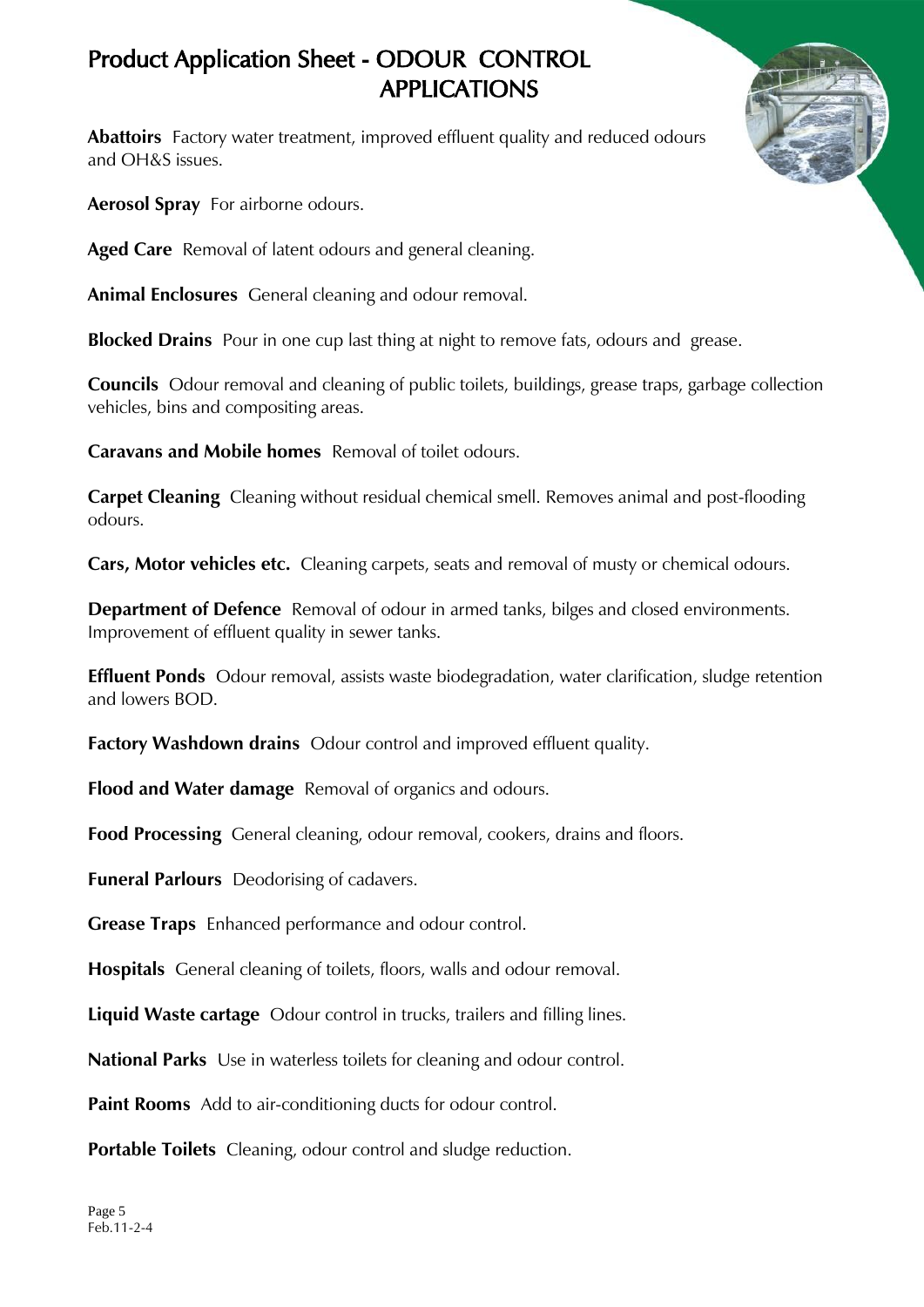# Product Application Sheet - ODOUR CONTROL APPLICATIONS

**Abattoirs** Factory water treatment, improved effluent quality and reduced odours and OH&S issues.

**Aerosol Spray** For airborne odours.

**Aged Care** Removal of latent odours and general cleaning.

**Animal Enclosures** General cleaning and odour removal.

**Blocked Drains** Pour in one cup last thing at night to remove fats, odours and grease.

**Councils** Odour removal and cleaning of public toilets, buildings, grease traps, garbage collection vehicles, bins and compositing areas.

**Caravans and Mobile homes** Removal of toilet odours.

**Carpet Cleaning** Cleaning without residual chemical smell. Removes animal and post-flooding odours.

**Cars, Motor vehicles etc.** Cleaning carpets, seats and removal of musty or chemical odours.

**Department of Defence** Removal of odour in armed tanks, bilges and closed environments. Improvement of effluent quality in sewer tanks.

**Effluent Ponds** Odour removal, assists waste biodegradation, water clarification, sludge retention and lowers BOD.

**Factory Washdown drains** Odour control and improved effluent quality.

**Flood and Water damage** Removal of organics and odours.

**Food Processing** General cleaning, odour removal, cookers, drains and floors.

**Funeral Parlours** Deodorising of cadavers.

**Grease Traps** Enhanced performance and odour control.

**Hospitals** General cleaning of toilets, floors, walls and odour removal.

**Liquid Waste cartage** Odour control in trucks, trailers and filling lines.

**National Parks** Use in waterless toilets for cleaning and odour control.

**Paint Rooms** Add to air-conditioning ducts for odour control.

**Portable Toilets** Cleaning, odour control and sludge reduction.

Feb.11-2-4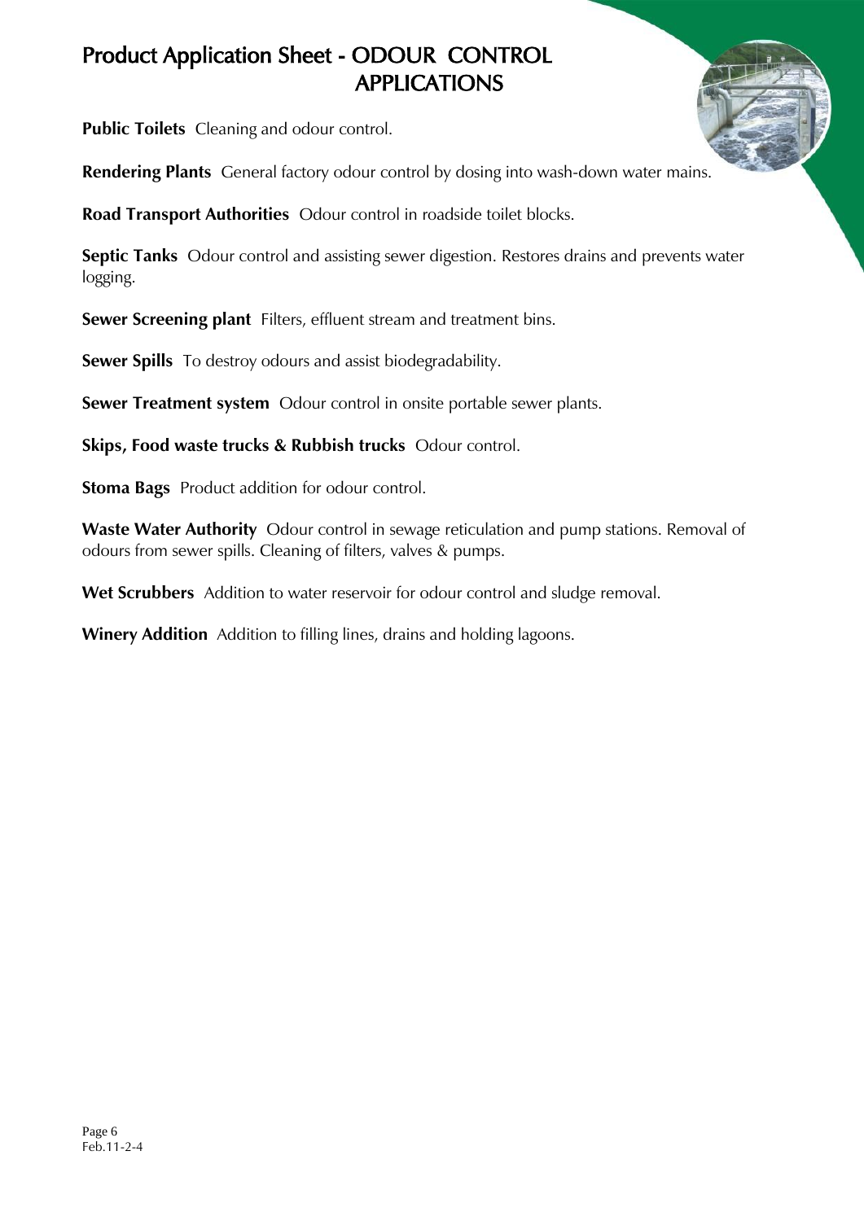# Product Application Sheet - ODOUR CONTROL APPLICATIONS

**Public Toilets** Cleaning and odour control.

**Rendering Plants** General factory odour control by dosing into wash-down water mains.

**Road Transport Authorities** Odour control in roadside toilet blocks.

**Septic Tanks** Odour control and assisting sewer digestion. Restores drains and prevents water logging.

**Sewer Screening plant** Filters, effluent stream and treatment bins.

**Sewer Spills** To destroy odours and assist biodegradability.

**Sewer Treatment system** Odour control in onsite portable sewer plants.

**Skips, Food waste trucks & Rubbish trucks** Odour control.

**Stoma Bags** Product addition for odour control.

**Waste Water Authority** Odour control in sewage reticulation and pump stations. Removal of odours from sewer spills. Cleaning of filters, valves & pumps.

**Wet Scrubbers** Addition to water reservoir for odour control and sludge removal.

**Winery Addition** Addition to filling lines, drains and holding lagoons.

Feb.11-2-4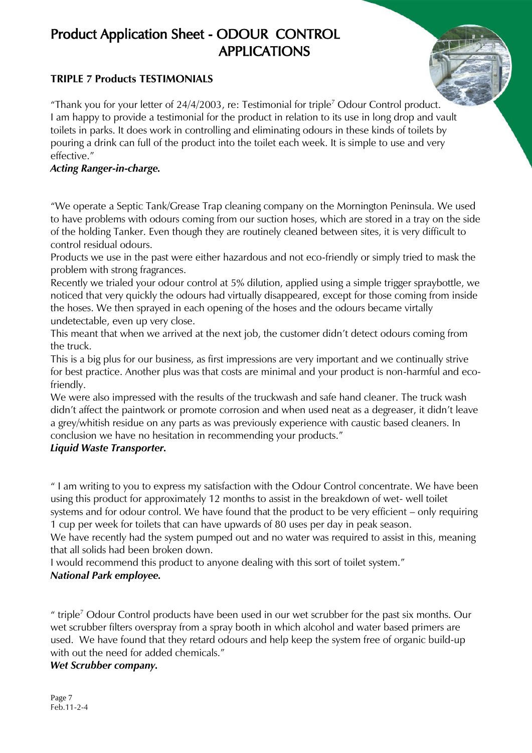# Product Application Sheet - ODOUR CONTROL APPLICATIONS

## TRIPLE 7 Products TESTIMONIALS

"Thank you for your letter of 24/4/2003, re: Testimonial for triple[7] Odour Control product. I am happy to provide a testimonial for the product in relation to its use in long drop and vault toilets in parks. It does work in controlling and eliminating odours in these kinds of toilets by pouring a drink can full of the product into the toilet each week. It is simple to use and very effective."

***Acting Ranger-in-charge.***

"We operate a Septic Tank/Grease Trap cleaning company on the Mornington Peninsula. We used to have problems with odours coming from our suction hoses, which are stored in a tray on the side of the holding Tanker. Even though they are routinely cleaned between sites, it is very difficult to control residual odours.

Products we use in the past were either hazardous and not eco-friendly or simply tried to mask the problem with strong fragrances.

Recently we trialed your odour control at 5% dilution, applied using a simple trigger spraybottle, we noticed that very quickly the odours had virtually disappeared, except for those coming from inside the hoses. We then sprayed in each opening of the hoses and the odours became virtally undetectable, even up very close.

This meant that when we arrived at the next job, the customer didn't detect odours coming from the truck.

This is a big plus for our business, as first impressions are very important and we continually strive for best practice. Another plus was that costs are minimal and your product is non-harmful and eco-friendly.

We were also impressed with the results of the truckwash and safe hand cleaner. The truck wash didn't affect the paintwork or promote corrosion and when used neat as a degreaser, it didn't leave a grey/whitish residue on any parts as was previously experience with caustic based cleaners. In conclusion we have no hesitation in recommending your products."

***Liquid Waste Transporter.***

" I am writing to you to express my satisfaction with the Odour Control concentrate. We have been using this product for approximately 12 months to assist in the breakdown of wet- well toilet systems and for odour control. We have found that the product to be very efficient – only requiring 1 cup per week for toilets that can have upwards of 80 uses per day in peak season.

We have recently had the system pumped out and no water was required to assist in this, meaning that all solids had been broken down.

I would recommend this product to anyone dealing with this sort of toilet system."

***National Park employee.***

" triple[7] Odour Control products have been used in our wet scrubber for the past six months. Our wet scrubber filters overspray from a spray booth in which alcohol and water based primers are used. We have found that they retard odours and help keep the system free of organic build-up with out the need for added chemicals."

***Wet Scrubber company.***

Feb.11-2-4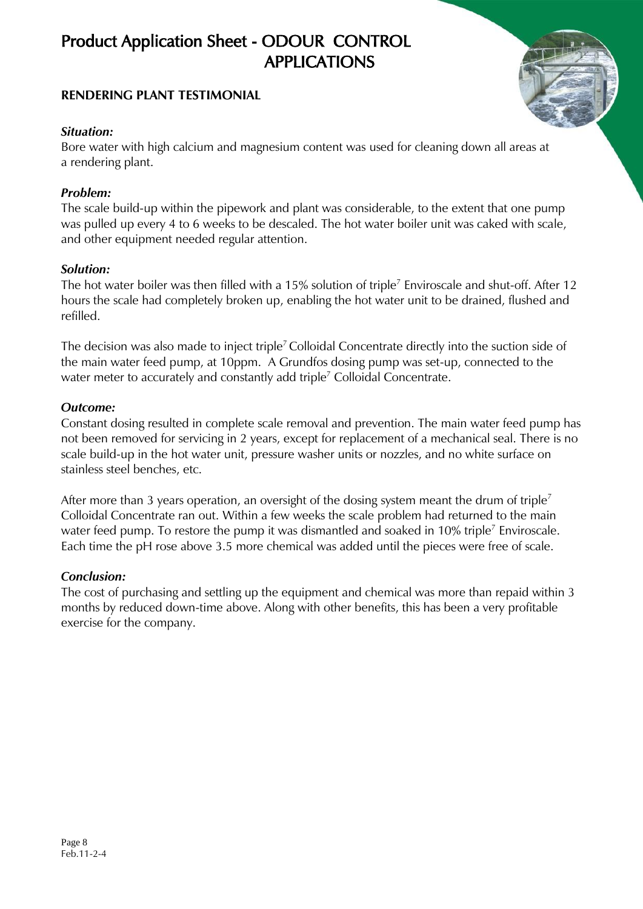# Product Application Sheet - ODOUR CONTROL APPLICATIONS

**RENDERING PLANT TESTIMONIAL**

***Situation:***

Bore water with high calcium and magnesium content was used for cleaning down all areas at a rendering plant.

***Problem:***

The scale build-up within the pipework and plant was considerable, to the extent that one pump was pulled up every 4 to 6 weeks to be descaled. The hot water boiler unit was caked with scale, and other equipment needed regular attention.

***Solution:***

The hot water boiler was then filled with a 15% solution of triple[7] Enviroscale and shut-off. After 12 hours the scale had completely broken up, enabling the hot water unit to be drained, flushed and refilled.

The decision was also made to inject triple[7] Colloidal Concentrate directly into the suction side of the main water feed pump, at 10ppm. A Grundfos dosing pump was set-up, connected to the water meter to accurately and constantly add triple[7] Colloidal Concentrate.

***Outcome:***

Constant dosing resulted in complete scale removal and prevention. The main water feed pump has not been removed for servicing in 2 years, except for replacement of a mechanical seal. There is no scale build-up in the hot water unit, pressure washer units or nozzles, and no white surface on stainless steel benches, etc.

After more than 3 years operation, an oversight of the dosing system meant the drum of triple[7] Colloidal Concentrate ran out. Within a few weeks the scale problem had returned to the main water feed pump. To restore the pump it was dismantled and soaked in 10% triple[7] Enviroscale. Each time the pH rose above 3.5 more chemical was added until the pieces were free of scale.

***Conclusion:***

The cost of purchasing and settling up the equipment and chemical was more than repaid within 3 months by reduced down-time above. Along with other benefits, this has been a very profitable exercise for the company.

Feb.11-2-4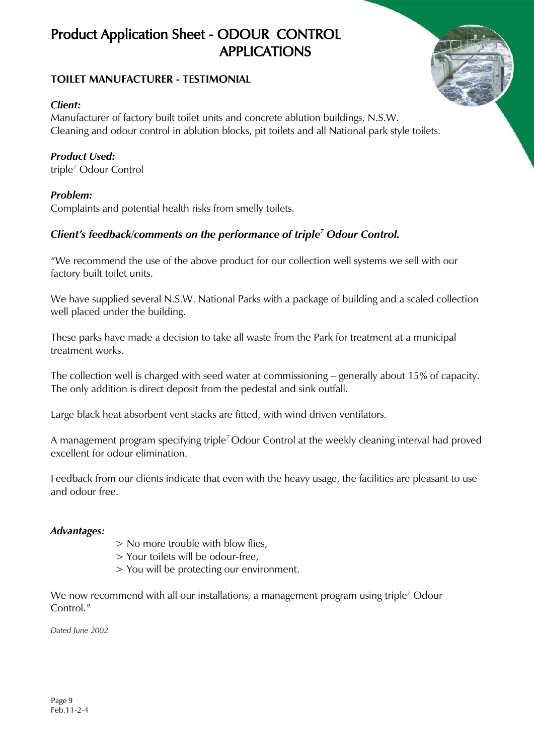# Product Application Sheet - ODOUR CONTROL APPLICATIONS

### TOILET MANUFACTURER - TESTIMONIAL

***Client:***
Manufacturer of factory built toilet units and concrete ablution buildings, N.S.W.
Cleaning and odour control in ablution blocks, pit toilets and all National park style toilets.

***Product Used:***
triple[7] Odour Control

***Problem:***
Complaints and potential health risks from smelly toilets.

***Client's feedback/comments on the performance of triple[7] Odour Control.***

"We recommend the use of the above product for our collection well systems we sell with our factory built toilet units.

We have supplied several N.S.W. National Parks with a package of building and a scaled collection well placed under the building.

These parks have made a decision to take all waste from the Park for treatment at a municipal treatment works.

The collection well is charged with seed water at commissioning – generally about 15% of capacity. The only addition is direct deposit from the pedestal and sink outfall.

Large black heat absorbent vent stacks are fitted, with wind driven ventilators.

A management program specifying triple[7] Odour Control at the weekly cleaning interval had proved excellent for odour elimination.

Feedback from our clients indicate that even with the heavy usage, the facilities are pleasant to use and odour free.

***Advantages:***

> No more trouble with blow flies,
> Your toilets will be odour-free,
> You will be protecting our environment.

We now recommend with all our installations, a management program using triple[7] Odour Control."

*Dated June 2002.*

Feb.11-2-4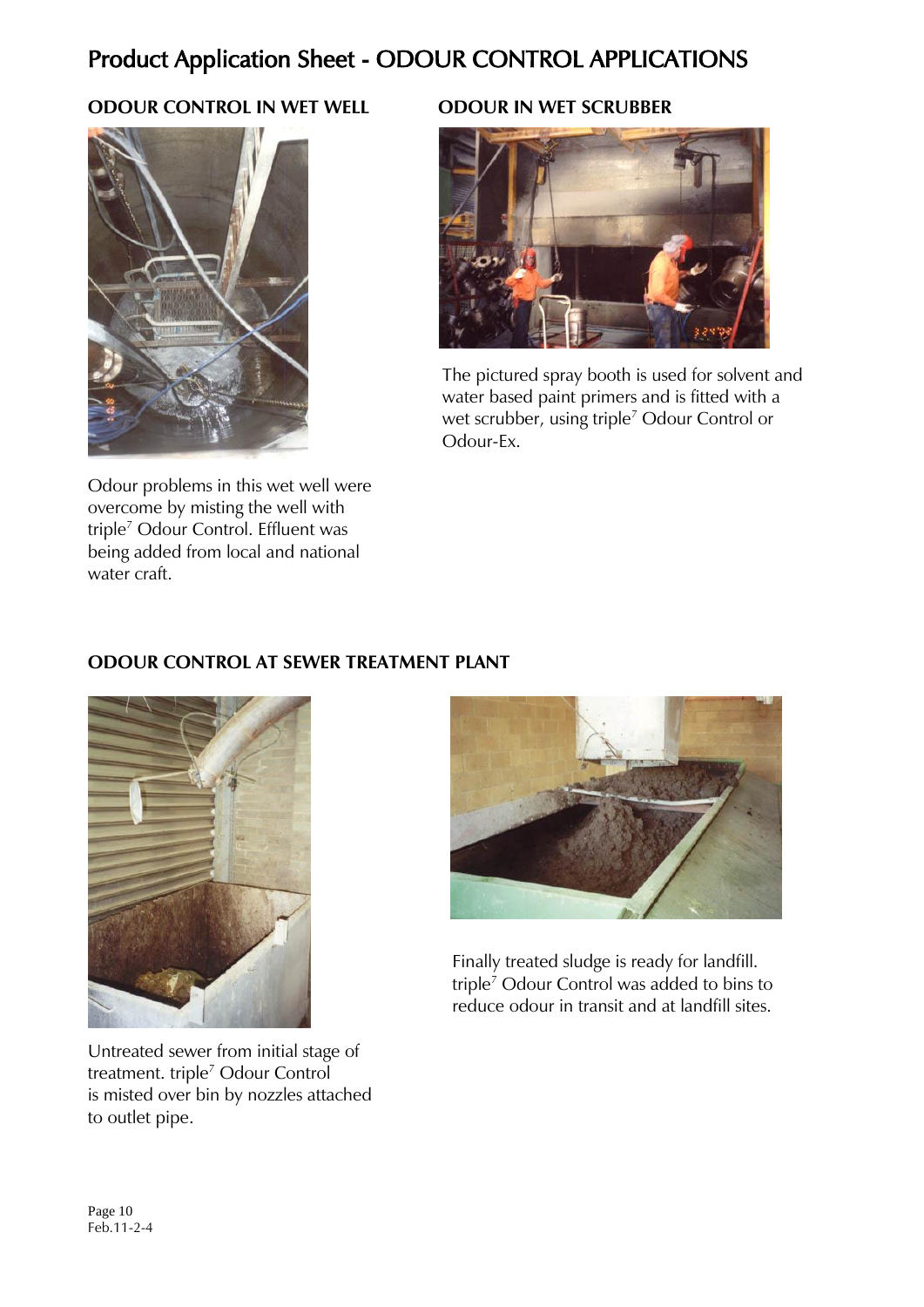# Product Application Sheet - ODOUR CONTROL APPLICATIONS

## ODOUR CONTROL IN WET WELL

Odour problems in this wet well were overcome by misting the well with triple[7] Odour Control. Effluent was being added from local and national water craft.

## ODOUR IN WET SCRUBBER

The pictured spray booth is used for solvent and water based paint primers and is fitted with a wet scrubber, using triple[7] Odour Control or Odour-Ex.

## ODOUR CONTROL AT SEWER TREATMENT PLANT

Untreated sewer from initial stage of treatment. triple[7] Odour Control is misted over bin by nozzles attached to outlet pipe.

Finally treated sludge is ready for landfill. triple[7] Odour Control was added to bins to reduce odour in transit and at landfill sites.

Feb.11-2-4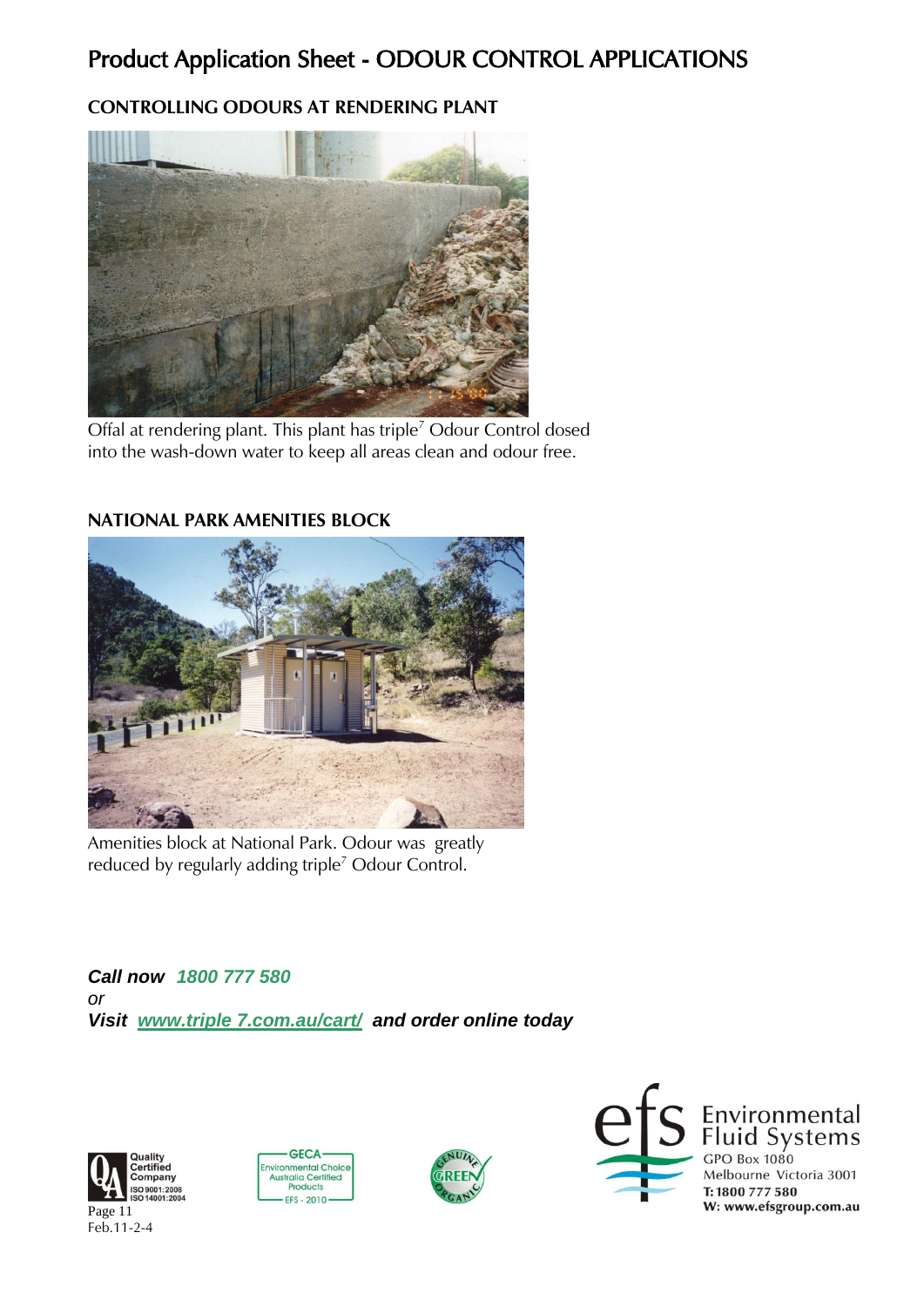# Product Application Sheet - ODOUR CONTROL APPLICATIONS

## CONTROLLING ODOURS AT RENDERING PLANT

Offal at rendering plant. This plant has triple[7] Odour Control dosed into the wash-down water to keep all areas clean and odour free.

## NATIONAL PARK AMENITIES BLOCK

Amenities block at National Park. Odour was greatly reduced by regularly adding triple[7] Odour Control.

***Call now 1800 777 580***
*or*
***Visit [www.triple 7.com.au/cart/](www.triple 7.com.au/cart/) and order online today***

Quality Certified Company
ISO 9001:2008
ISO 14001:2004

GECA
Environmental Choice Australia Certified Products
EFS - 2010

Genuine Green Organic

Environmental Fluid Systems
GPO Box 1080
Melbourne Victoria 3001
T: 1800 777 580
W: www.efsgroup.com.au

Feb.11-2-4